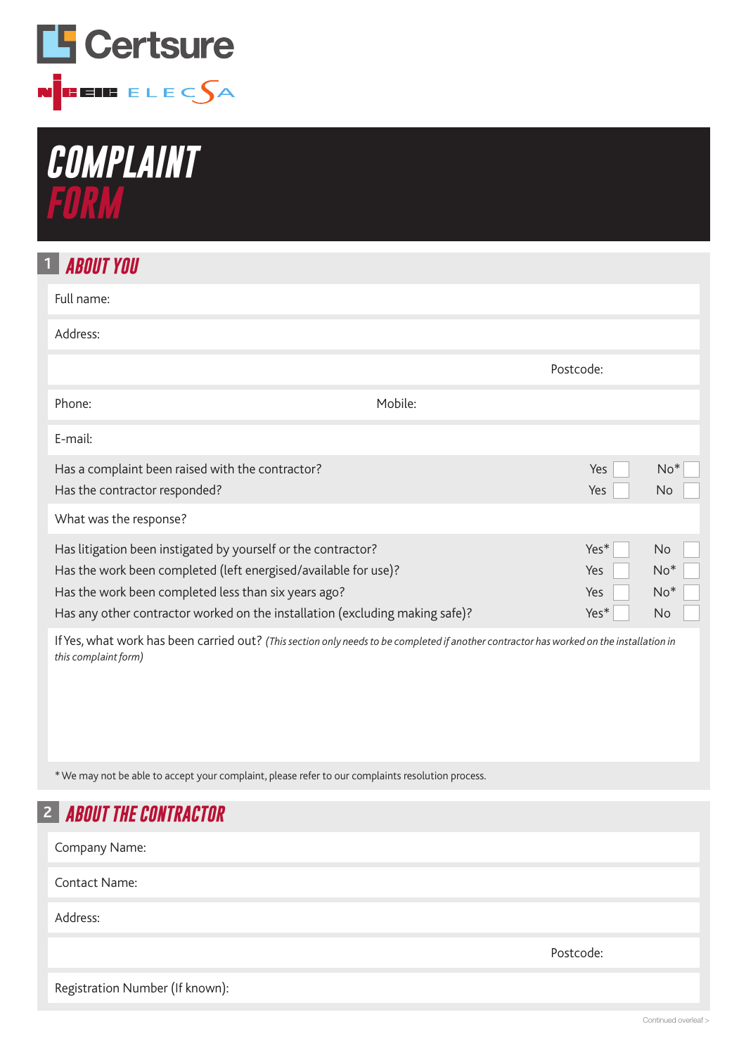Certsure

NICEIC ELECSA

# COMPLAINT FORM

## 1 ABOUT YOU

Full name:

Address:

Postcode:

Phone: Mobile:

E-mail:

| | | |
|---|---|---|
| Has a complaint been raised with the contractor? | Yes ☐ | No* ☐ |
| Has the contractor responded? | Yes ☐ | No ☐ |

What was the response?

| | | |
|---|---|---|
| Has litigation been instigated by yourself or the contractor? | Yes* ☐ | No ☐ |
| Has the work been completed (left energised/available for use)? | Yes ☐ | No* ☐ |
| Has the work been completed less than six years ago? | Yes ☐ | No* ☐ |
| Has any other contractor worked on the installation (excluding making safe)? | Yes* ☐ | No ☐ |

If Yes, what work has been carried out? *(This section only needs to be completed if another contractor has worked on the installation in this complaint form)*

\* We may not be able to accept your complaint, please refer to our complaints resolution process.

## 2 ABOUT THE CONTRACTOR

Company Name:

Contact Name:

Address:

Postcode:

Registration Number (If known):

Continued overleaf >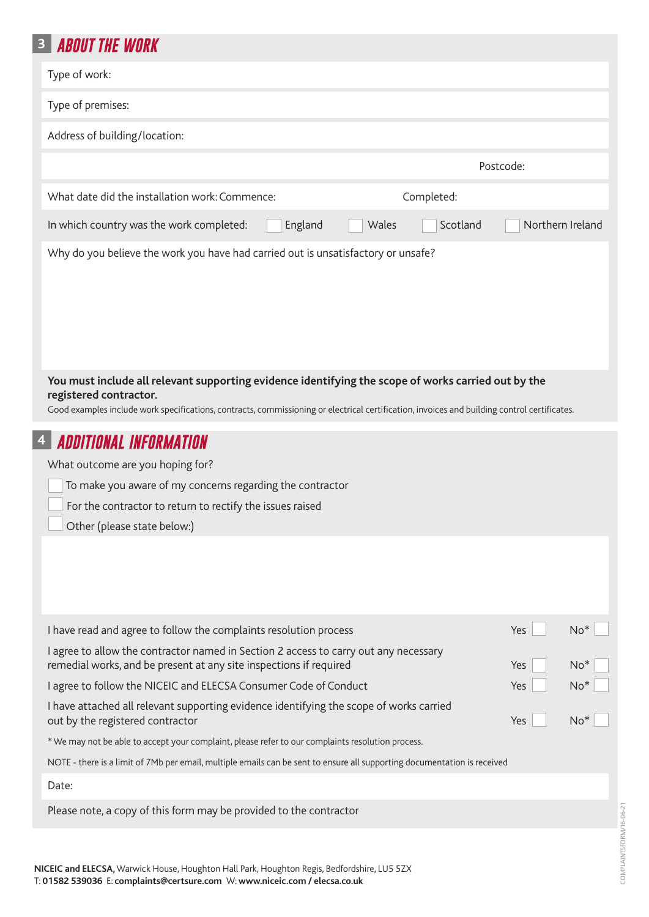## 3 ABOUT THE WORK

Type of work:

Type of premises:

Address of building/location:

Postcode:

What date did the installation work: Commence: Completed:

In which country was the work completed: ☐ England ☐ Wales ☐ Scotland ☐ Northern Ireland

Why do you believe the work you have had carried out is unsatisfactory or unsafe?

**You must include all relevant supporting evidence identifying the scope of works carried out by the registered contractor.**

Good examples include work specifications, contracts, commissioning or electrical certification, invoices and building control certificates.

## 4 ADDITIONAL INFORMATION

What outcome are you hoping for?

☐ To make you aware of my concerns regarding the contractor

☐ For the contractor to return to rectify the issues raised

☐ Other (please state below:)

| | | |
|---|---|---|
| I have read and agree to follow the complaints resolution process | Yes ☐ | No* ☐ |
| I agree to allow the contractor named in Section 2 access to carry out any necessary remedial works, and be present at any site inspections if required | Yes ☐ | No* ☐ |
| I agree to follow the NICEIC and ELECSA Consumer Code of Conduct | Yes ☐ | No* ☐ |
| I have attached all relevant supporting evidence identifying the scope of works carried out by the registered contractor | Yes ☐ | No* ☐ |

* We may not be able to accept your complaint, please refer to our complaints resolution process.

NOTE - there is a limit of 7Mb per email, multiple emails can be sent to ensure all supporting documentation is received

Date:

Please note, a copy of this form may be provided to the contractor

**NICEIC and ELECSA,** Warwick House, Houghton Hall Park, Houghton Regis, Bedfordshire, LU5 5ZX
T: **01582 539036** E: **complaints@certsure.com** W: **www.niceic.com / elecsa.co.uk**

COMPLAINTSFORM/16-06-21